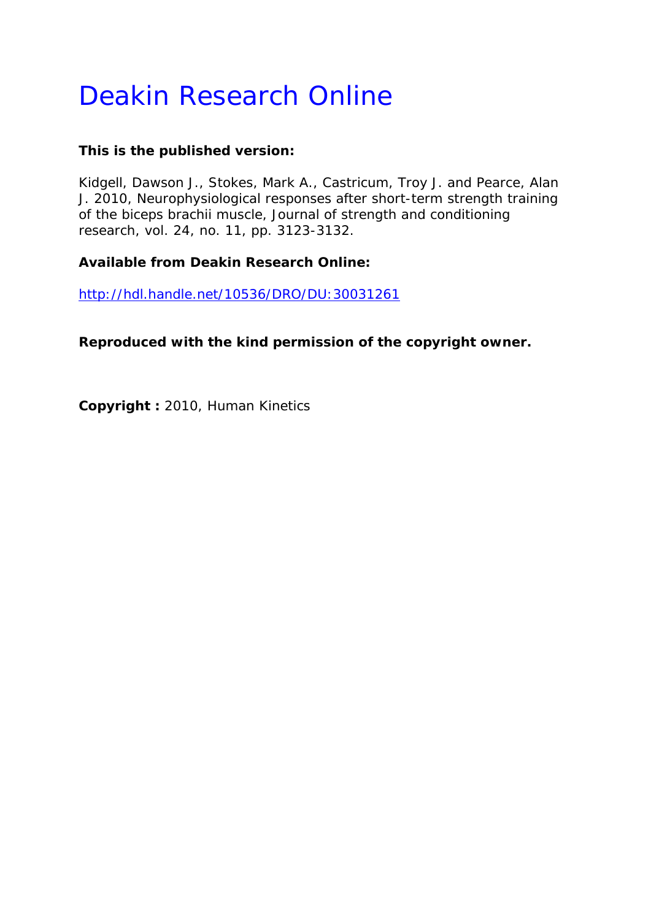# Deakin Research Online

**This is the published version:**

Kidgell, Dawson J., Stokes, Mark A., Castricum, Troy J. and Pearce, Alan J. 2010, Neurophysiological responses after short-term strength training of the biceps brachii muscle, Journal of strength and conditioning research, vol. 24, no. 11, pp. 3123-3132.

**Available from Deakin Research Online:**

http://hdl.handle.net/10536/DRO/DU:30031261

**Reproduced with the kind permission of the copyright owner.**

**Copyright :** 2010, Human Kinetics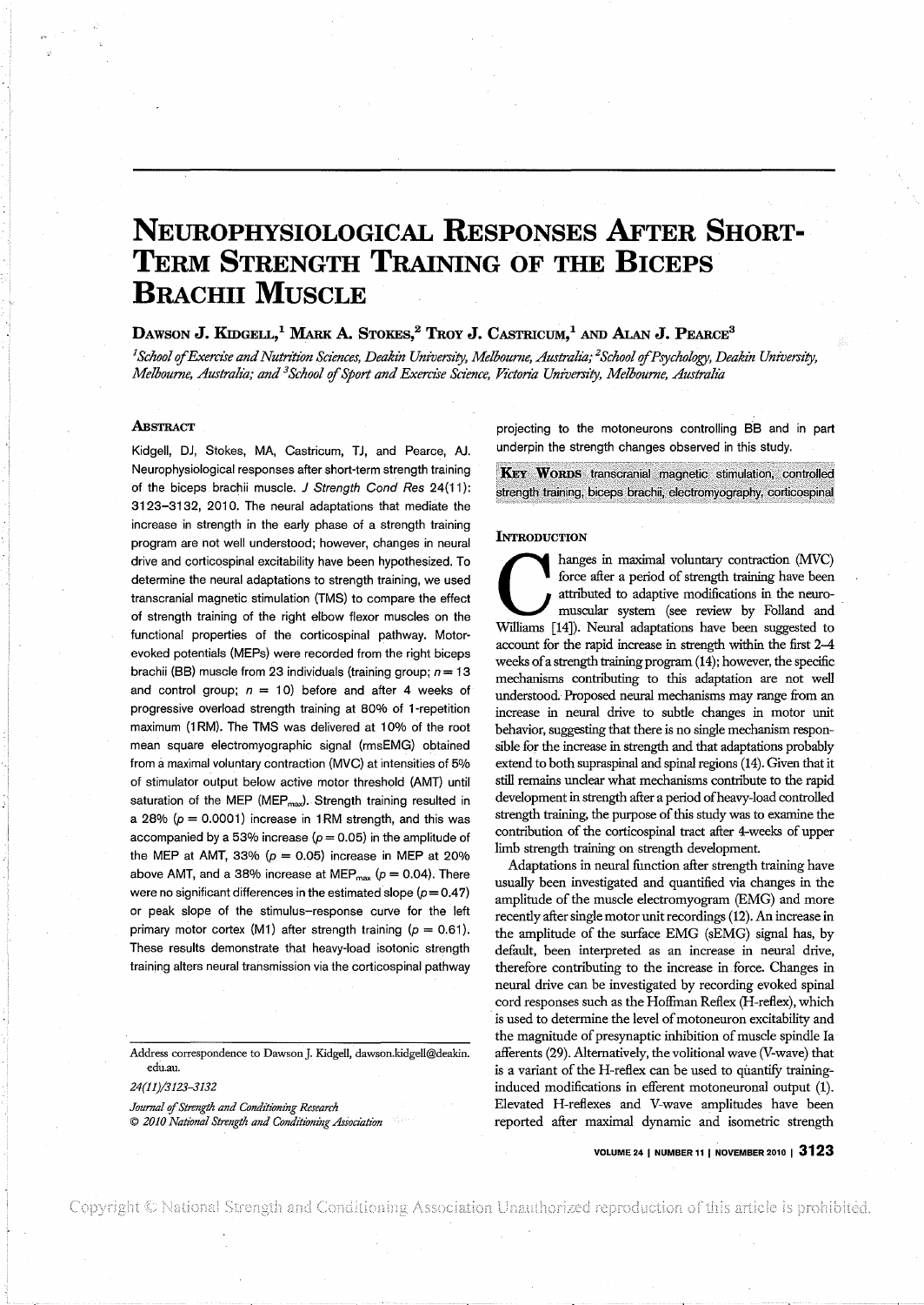# Neurophysiological Responses After Short-Term Strength Training of the Biceps Brachii Muscle

**Dawson J. Kidgell,[1] Mark A. Stokes,[2] Troy J. Castricum,[1] and Alan J. Pearce[3]**

[1]*School of Exercise and Nutrition Sciences, Deakin University, Melbourne, Australia;* [2]*School of Psychology, Deakin University, Melbourne, Australia; and* [3]*School of Sport and Exercise Science, Victoria University, Melbourne, Australia*

## Abstract

Kidgell, DJ, Stokes, MA, Castricum, TJ, and Pearce, AJ. Neurophysiological responses after short-term strength training of the biceps brachii muscle. *J Strength Cond Res* 24(11): 3123–3132, 2010. The neural adaptations that mediate the increase in strength in the early phase of a strength training program are not well understood; however, changes in neural drive and corticospinal excitability have been hypothesized. To determine the neural adaptations to strength training, we used transcranial magnetic stimulation (TMS) to compare the effect of strength training of the right elbow flexor muscles on the functional properties of the corticospinal pathway. Motor-evoked potentials (MEPs) were recorded from the right biceps brachii (BB) muscle from 23 individuals (training group; $n = 13$ and control group; $n = 10$) before and after 4 weeks of progressive overload strength training at 80% of 1-repetition maximum (1RM). The TMS was delivered at 10% of the root mean square electromyographic signal (rmsEMG) obtained from a maximal voluntary contraction (MVC) at intensities of 5% of stimulator output below active motor threshold (AMT) until saturation of the MEP ($MEP_{max}$). Strength training resulted in a 28% ($p = 0.0001$) increase in 1RM strength, and this was accompanied by a 53% increase ($p = 0.05$) in the amplitude of the MEP at AMT, 33% ($p = 0.05$) increase in MEP at 20% above AMT, and a 38% increase at $MEP_{max}$ ($p = 0.04$). There were no significant differences in the estimated slope ($p = 0.47$) or peak slope of the stimulus–response curve for the left primary motor cortex (M1) after strength training ($p = 0.61$). These results demonstrate that heavy-load isotonic strength training alters neural transmission via the corticospinal pathway projecting to the motoneurons controlling BB and in part underpin the strength changes observed in this study.

**Key Words** transcranial magnetic stimulation, controlled strength training, biceps brachii, electromyography, corticospinal

## Introduction

Changes in maximal voluntary contraction (MVC) force after a period of strength training have been attributed to adaptive modifications in the neuromuscular system (see review by Folland and Williams [14]). Neural adaptations have been suggested to account for the rapid increase in strength within the first 2–4 weeks of a strength training program (14); however, the specific mechanisms contributing to this adaptation are not well understood. Proposed neural mechanisms may range from an increase in neural drive to subtle changes in motor unit behavior, suggesting that there is no single mechanism responsible for the increase in strength and that adaptations probably extend to both supraspinal and spinal regions (14). Given that it still remains unclear what mechanisms contribute to the rapid development in strength after a period of heavy-load controlled strength training, the purpose of this study was to examine the contribution of the corticospinal tract after 4-weeks of upper limb strength training on strength development.

Adaptations in neural function after strength training have usually been investigated and quantified via changes in the amplitude of the muscle electromyogram (EMG) and more recently after single motor unit recordings (12). An increase in the amplitude of the surface EMG (sEMG) signal has, by default, been interpreted as an increase in neural drive, therefore contributing to the increase in force. Changes in neural drive can be investigated by recording evoked spinal cord responses such as the Hoffman Reflex (H-reflex), which is used to determine the level of motoneuron excitability and the magnitude of presynaptic inhibition of muscle spindle Ia afferents (29). Alternatively, the volitional wave (V-wave) that is a variant of the H-reflex can be used to quantify training-induced modifications in efferent motoneuronal output (1). Elevated H-reflexes and V-wave amplitudes have been reported after maximal dynamic and isometric strength

Address correspondence to Dawson J. Kidgell, dawson.kidgell@deakin.edu.au.

24(11)/3123–3132

*Journal of Strength and Conditioning Research*
© *2010 National Strength and Conditioning Association*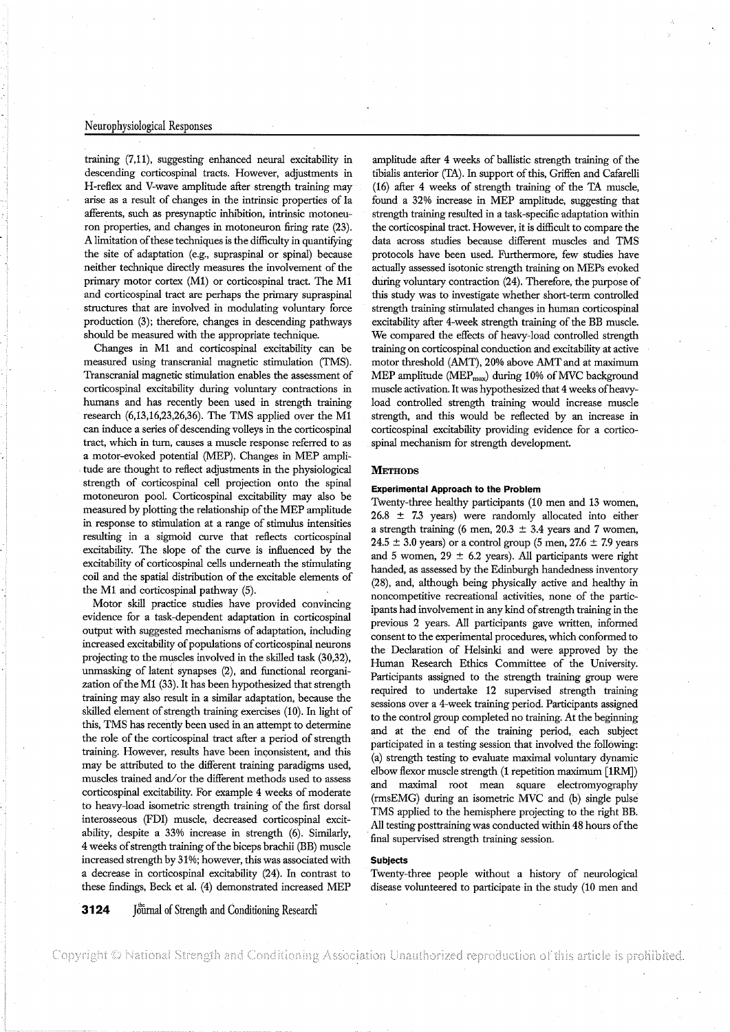training (7,11), suggesting enhanced neural excitability in descending corticospinal tracts. However, adjustments in H-reflex and V-wave amplitude after strength training may arise as a result of changes in the intrinsic properties of Ia afferents, such as presynaptic inhibition, intrinsic motoneuron properties, and changes in motoneuron firing rate (23). A limitation of these techniques is the difficulty in quantifying the site of adaptation (e.g., supraspinal or spinal) because neither technique directly measures the involvement of the primary motor cortex (M1) or corticospinal tract. The M1 and corticospinal tract are perhaps the primary supraspinal structures that are involved in modulating voluntary force production (3); therefore, changes in descending pathways should be measured with the appropriate technique.

Changes in M1 and corticospinal excitability can be measured using transcranial magnetic stimulation (TMS). Transcranial magnetic stimulation enables the assessment of corticospinal excitability during voluntary contractions in humans and has recently been used in strength training research (6,13,16,23,26,36). The TMS applied over the M1 can induce a series of descending volleys in the corticospinal tract, which in turn, causes a muscle response referred to as a motor-evoked potential (MEP). Changes in MEP amplitude are thought to reflect adjustments in the physiological strength of corticospinal cell projection onto the spinal motoneuron pool. Corticospinal excitability may also be measured by plotting the relationship of the MEP amplitude in response to stimulation at a range of stimulus intensities resulting in a sigmoid curve that reflects corticospinal excitability. The slope of the curve is influenced by the excitability of corticospinal cells underneath the stimulating coil and the spatial distribution of the excitable elements of the M1 and corticospinal pathway (5).

Motor skill practice studies have provided convincing evidence for a task-dependent adaptation in corticospinal output with suggested mechanisms of adaptation, including increased excitability of populations of corticospinal neurons projecting to the muscles involved in the skilled task (30,32), unmasking of latent synapses (2), and functional reorganization of the M1 (33). It has been hypothesized that strength training may also result in a similar adaptation, because the skilled element of strength training exercises (10). In light of this, TMS has recently been used in an attempt to determine the role of the corticospinal tract after a period of strength training. However, results have been inconsistent, and this may be attributed to the different training paradigms used, muscles trained and/or the different methods used to assess corticospinal excitability. For example 4 weeks of moderate to heavy-load isometric strength training of the first dorsal interosseous (FDI) muscle, decreased corticospinal excitability, despite a 33% increase in strength (6). Similarly, 4 weeks of strength training of the biceps brachii (BB) muscle increased strength by 31%; however, this was associated with a decrease in corticospinal excitability (24). In contrast to these findings, Beck et al. (4) demonstrated increased MEP amplitude after 4 weeks of ballistic strength training of the tibialis anterior (TA). In support of this, Griffen and Cafarelli (16) after 4 weeks of strength training of the TA muscle, found a 32% increase in MEP amplitude, suggesting that strength training resulted in a task-specific adaptation within the corticospinal tract. However, it is difficult to compare the data across studies because different muscles and TMS protocols have been used. Furthermore, few studies have actually assessed isotonic strength training on MEPs evoked during voluntary contraction (24). Therefore, the purpose of this study was to investigate whether short-term controlled strength training stimulated changes in human corticospinal excitability after 4-week strength training of the BB muscle. We compared the effects of heavy-load controlled strength training on corticospinal conduction and excitability at active motor threshold (AMT), 20% above AMT and at maximum MEP amplitude ($MEP_{max}$) during 10% of MVC background muscle activation. It was hypothesized that 4 weeks of heavy-load controlled strength training would increase muscle strength, and this would be reflected by an increase in corticospinal excitability providing evidence for a corticospinal mechanism for strength development.

## Methods

### Experimental Approach to the Problem

Twenty-three healthy participants (10 men and 13 women, 26.8 ± 7.3 years) were randomly allocated into either a strength training (6 men, 20.3 ± 3.4 years and 7 women, 24.5 ± 3.0 years) or a control group (5 men, 27.6 ± 7.9 years and 5 women, 29 ± 6.2 years). All participants were right handed, as assessed by the Edinburgh handedness inventory (28), and, although being physically active and healthy in noncompetitive recreational activities, none of the participants had involvement in any kind of strength training in the previous 2 years. All participants gave written, informed consent to the experimental procedures, which conformed to the Declaration of Helsinki and were approved by the Human Research Ethics Committee of the University. Participants assigned to the strength training group were required to undertake 12 supervised strength training sessions over a 4-week training period. Participants assigned to the control group completed no training. At the beginning and at the end of the training period, each subject participated in a testing session that involved the following: (a) strength testing to evaluate maximal voluntary dynamic elbow flexor muscle strength (1 repetition maximum [1RM]) and maximal root mean square electromyography (rmsEMG) during an isometric MVC and (b) single pulse TMS applied to the hemisphere projecting to the right BB. All testing posttraining was conducted within 48 hours of the final supervised strength training session.

### Subjects

Twenty-three people without a history of neurological disease volunteered to participate in the study (10 men and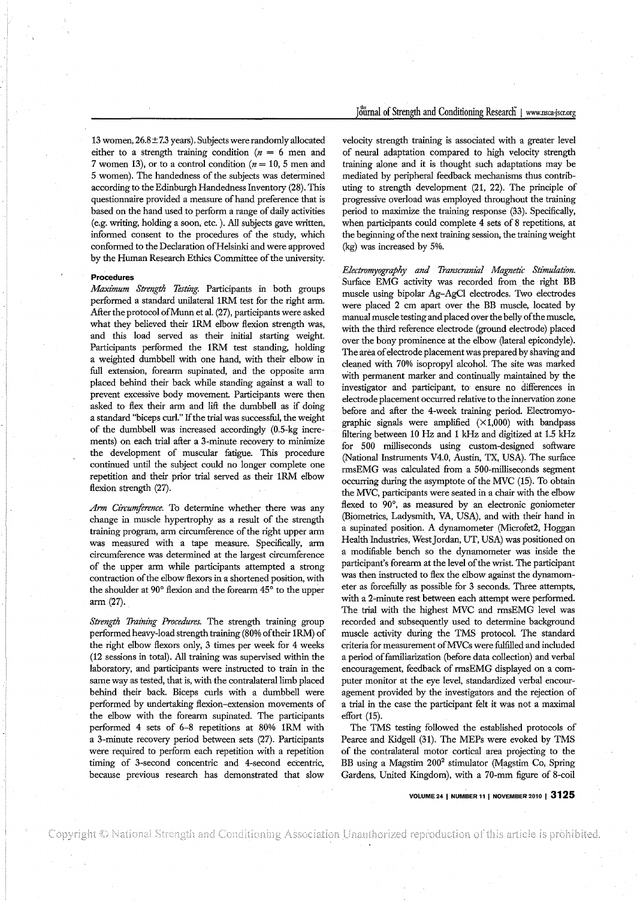13 women, 26.8±7.3 years). Subjects were randomly allocated either to a strength training condition ($n$ = 6 men and 7 women 13), or to a control condition ($n$ = 10, 5 men and 5 women). The handedness of the subjects was determined according to the Edinburgh Handedness Inventory (28). This questionnaire provided a measure of hand preference that is based on the hand used to perform a range of daily activities (e.g. writing, holding a soon, etc. ). All subjects gave written, informed consent to the procedures of the study, which conformed to the Declaration of Helsinki and were approved by the Human Research Ethics Committee of the university.

### Procedures

*Maximum Strength Testing.* Participants in both groups performed a standard unilateral 1RM test for the right arm. After the protocol of Munn et al. (27), participants were asked what they believed their 1RM elbow flexion strength was, and this load served as their initial starting weight. Participants performed the 1RM test standing, holding a weighted dumbbell with one hand, with their elbow in full extension, forearm supinated, and the opposite arm placed behind their back while standing against a wall to prevent excessive body movement. Participants were then asked to flex their arm and lift the dumbbell as if doing a standard "biceps curl." If the trial was successful, the weight of the dumbbell was increased accordingly (0.5-kg increments) on each trial after a 3-minute recovery to minimize the development of muscular fatigue. This procedure continued until the subject could no longer complete one repetition and their prior trial served as their 1RM elbow flexion strength (27).

*Arm Circumference.* To determine whether there was any change in muscle hypertrophy as a result of the strength training program, arm circumference of the right upper arm was measured with a tape measure. Specifically, arm circumference was determined at the largest circumference of the upper arm while participants attempted a strong contraction of the elbow flexors in a shortened position, with the shoulder at 90° flexion and the forearm 45° to the upper arm (27).

*Strength Training Procedures.* The strength training group performed heavy-load strength training (80% of their 1RM) of the right elbow flexors only, 3 times per week for 4 weeks (12 sessions in total). All training was supervised within the laboratory, and participants were instructed to train in the same way as tested, that is, with the contralateral limb placed behind their back. Biceps curls with a dumbbell were performed by undertaking flexion–extension movements of the elbow with the forearm supinated. The participants performed 4 sets of 6–8 repetitions at 80% 1RM with a 3-minute recovery period between sets (27). Participants were required to perform each repetition with a repetition timing of 3-second concentric and 4-second eccentric, because previous research has demonstrated that slow velocity strength training is associated with a greater level of neural adaptation compared to high velocity strength training alone and it is thought such adaptations may be mediated by peripheral feedback mechanisms thus contributing to strength development (21, 22). The principle of progressive overload was employed throughout the training period to maximize the training response (33). Specifically, when participants could complete 4 sets of 8 repetitions, at the beginning of the next training session, the training weight (kg) was increased by 5%.

*Electromyography and Transcranial Magnetic Stimulation.* Surface EMG activity was recorded from the right BB muscle using bipolar Ag–AgCl electrodes. Two electrodes were placed 2 cm apart over the BB muscle, located by manual muscle testing and placed over the belly of the muscle, with the third reference electrode (ground electrode) placed over the bony prominence at the elbow (lateral epicondyle). The area of electrode placement was prepared by shaving and cleaned with 70% isopropyl alcohol. The site was marked with permanent marker and continually maintained by the investigator and participant, to ensure no differences in electrode placement occurred relative to the innervation zone before and after the 4-week training period. Electromyographic signals were amplified (×1,000) with bandpass filtering between 10 Hz and 1 kHz and digitized at 1.5 kHz for 500 milliseconds using custom-designed software (National Instruments V4.0, Austin, TX, USA). The surface rmsEMG was calculated from a 500-milliseconds segment occurring during the asymptote of the MVC (15). To obtain the MVC, participants were seated in a chair with the elbow flexed to 90°, as measured by an electronic goniometer (Biometrics, Ladysmith, VA, USA), and with their hand in a supinated position. A dynamometer (Microfet2, Hoggan Health Industries, West Jordan, UT, USA) was positioned on a modifiable bench so the dynamometer was inside the participant's forearm at the level of the wrist. The participant was then instructed to flex the elbow against the dynamometer as forcefully as possible for 3 seconds. Three attempts, with a 2-minute rest between each attempt were performed. The trial with the highest MVC and rmsEMG level was recorded and subsequently used to determine background muscle activity during the TMS protocol. The standard criteria for measurement of MVCs were fulfilled and included a period of familiarization (before data collection) and verbal encouragement, feedback of rmsEMG displayed on a computer monitor at the eye level, standardized verbal encouragement provided by the investigators and the rejection of a trial in the case the participant felt it was not a maximal effort (15).

The TMS testing followed the established protocols of Pearce and Kidgell (31). The MEPs were evoked by TMS of the contralateral motor cortical area projecting to the BB using a Magstim $200^2$ stimulator (Magstim Co, Spring Gardens, United Kingdom), with a 70-mm figure of 8-coil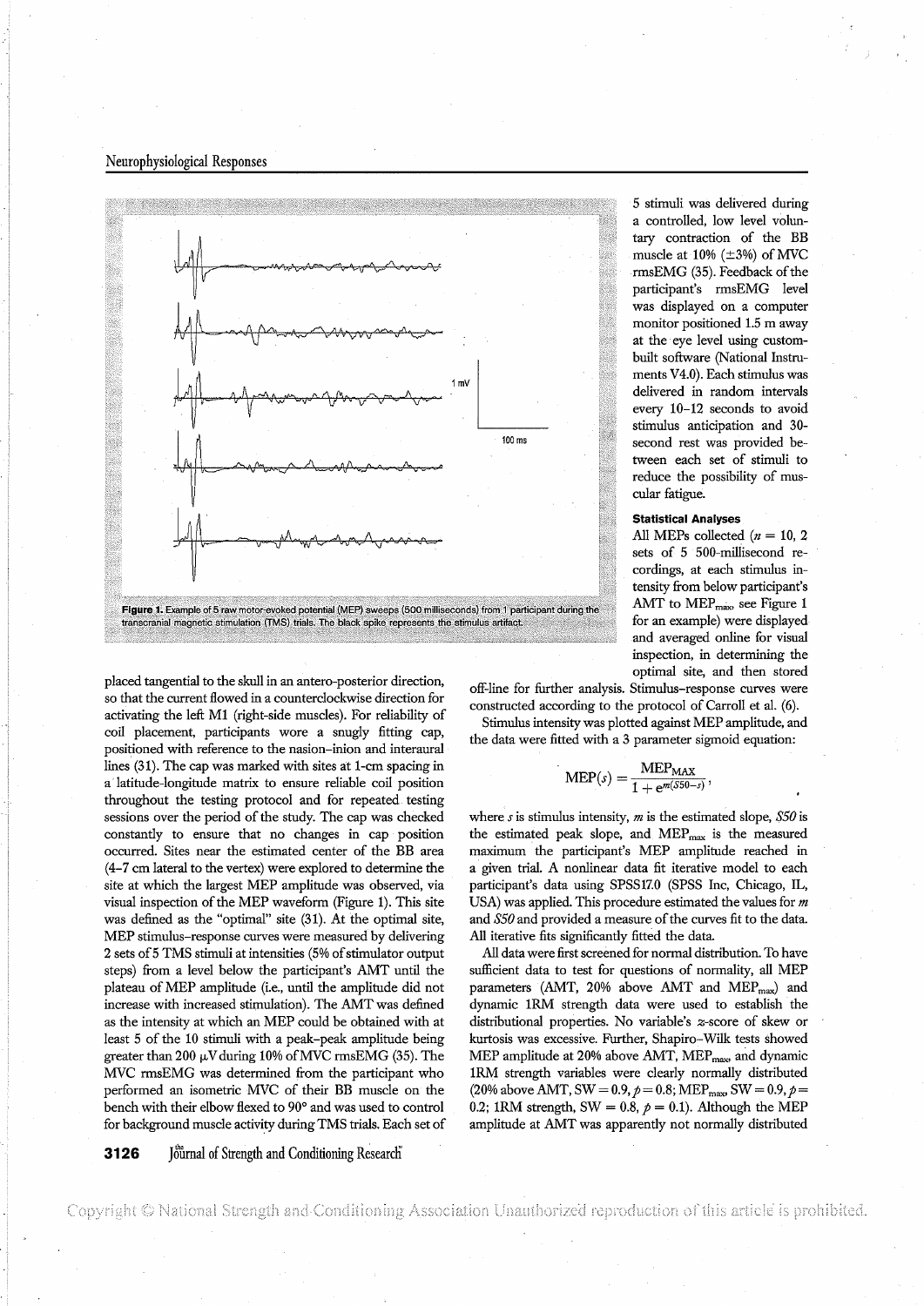Figure 1. Example of 5 raw motor-evoked potential (MEP) sweeps (500 milliseconds) from 1 participant during the transcranial magnetic stimulation (TMS) trials. The black spike represents the stimulus artifact.

placed tangential to the skull in an antero-posterior direction, so that the current flowed in a counterclockwise direction for activating the left M1 (right-side muscles). For reliability of coil placement, participants wore a snugly fitting cap, positioned with reference to the nasion–inion and interaural lines (31). The cap was marked with sites at 1-cm spacing in a latitude-longitude matrix to ensure reliable coil position throughout the testing protocol and for repeated testing sessions over the period of the study. The cap was checked constantly to ensure that no changes in cap position occurred. Sites near the estimated center of the BB area (4–7 cm lateral to the vertex) were explored to determine the site at which the largest MEP amplitude was observed, via visual inspection of the MEP waveform (Figure 1). This site was defined as the "optimal" site (31). At the optimal site, MEP stimulus–response curves were measured by delivering 2 sets of 5 TMS stimuli at intensities (5% of stimulator output steps) from a level below the participant's AMT until the plateau of MEP amplitude (i.e., until the amplitude did not increase with increased stimulation). The AMT was defined as the intensity at which an MEP could be obtained with at least 5 of the 10 stimuli with a peak–peak amplitude being greater than 200 μV during 10% of MVC rmsEMG (35). The MVC rmsEMG was determined from the participant who performed an isometric MVC of their BB muscle on the bench with their elbow flexed to 90° and was used to control for background muscle activity during TMS trials. Each set of 5 stimuli was delivered during a controlled, low level voluntary contraction of the BB muscle at 10% (±3%) of MVC rmsEMG (35). Feedback of the participant's rmsEMG level was displayed on a computer monitor positioned 1.5 m away at the eye level using custom-built software (National Instruments V4.0). Each stimulus was delivered in random intervals every 10–12 seconds to avoid stimulus anticipation and 30-second rest was provided between each set of stimuli to reduce the possibility of muscular fatigue.

### Statistical Analyses

All MEPs collected ($n = 10$, 2 sets of 5 500-millisecond recordings, at each stimulus intensity from below participant's AMT to $MEP_{max}$, see Figure 1 for an example) were displayed and averaged online for visual inspection, in determining the optimal site, and then stored off-line for further analysis. Stimulus–response curves were constructed according to the protocol of Carroll et al. (6).

Stimulus intensity was plotted against MEP amplitude, and the data were fitted with a 3 parameter sigmoid equation:

$$\mathrm{MEP}(s) = \frac{\mathrm{MEP_{MAX}}}{1 + e^{m(S50 - s)}},$$

where $s$ is stimulus intensity, $m$ is the estimated slope, $S50$ is the estimated peak slope, and $MEP_{max}$ is the measured maximum the participant's MEP amplitude reached in a given trial. A nonlinear data fit iterative model to each participant's data using SPSS17.0 (SPSS Inc, Chicago, IL, USA) was applied. This procedure estimated the values for $m$ and $S50$ and provided a measure of the curves fit to the data. All iterative fits significantly fitted the data.

All data were first screened for normal distribution. To have sufficient data to test for questions of normality, all MEP parameters (AMT, 20% above AMT and $MEP_{max}$) and dynamic 1RM strength data were used to establish the distributional properties. No variable's $z$-score of skew or kurtosis was excessive. Further, Shapiro–Wilk tests showed MEP amplitude at 20% above AMT, $MEP_{max}$, and dynamic 1RM strength variables were clearly normally distributed (20% above AMT, SW = 0.9, $p = 0.8$; $MEP_{max}$, SW = 0.9, $p = 0.2$; 1RM strength, SW = 0.8, $p = 0.1$). Although the MEP amplitude at AMT was apparently not normally distributed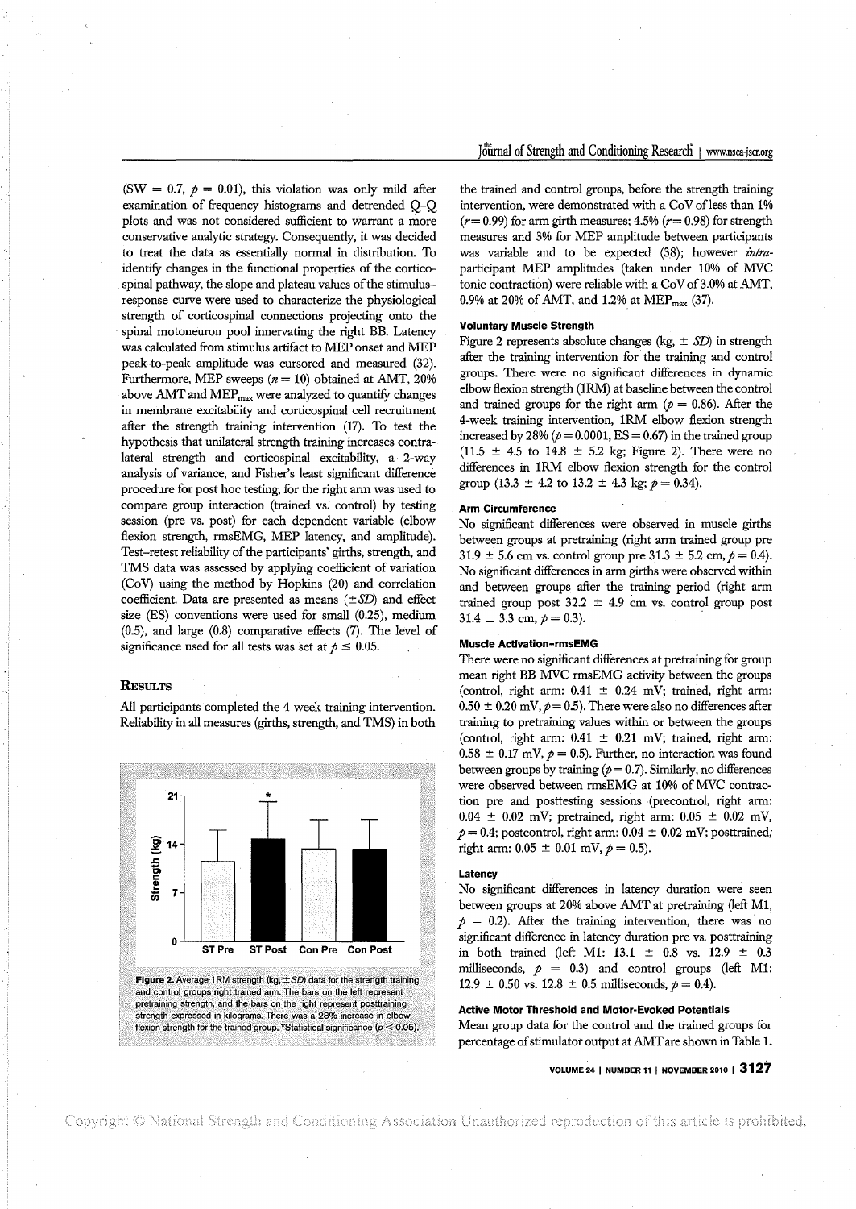(SW = 0.7, $p = 0.01$), this violation was only mild after examination of frequency histograms and detrended Q–Q plots and was not considered sufficient to warrant a more conservative analytic strategy. Consequently, it was decided to treat the data as essentially normal in distribution. To identify changes in the functional properties of the corticospinal pathway, the slope and plateau values of the stimulus-response curve were used to characterize the physiological strength of corticospinal connections projecting onto the spinal motoneuron pool innervating the right BB. Latency was calculated from stimulus artifact to MEP onset and MEP peak-to-peak amplitude was cursored and measured (32). Furthermore, MEP sweeps ($n = 10$) obtained at AMT, 20% above AMT and $MEP_{max}$ were analyzed to quantify changes in membrane excitability and corticospinal cell recruitment after the strength training intervention (17). To test the hypothesis that unilateral strength training increases contralateral strength and corticospinal excitability, a 2-way analysis of variance, and Fisher's least significant difference procedure for post hoc testing, for the right arm was used to compare group interaction (trained vs. control) by testing session (pre vs. post) for each dependent variable (elbow flexion strength, rmsEMG, MEP latency, and amplitude). Test–retest reliability of the participants' girths, strength, and TMS data was assessed by applying coefficient of variation (CoV) using the method by Hopkins (20) and correlation coefficient. Data are presented as means ($\pm SD$) and effect size (ES) conventions were used for small (0.25), medium (0.5), and large (0.8) comparative effects (7). The level of significance used for all tests was set at $p \leq 0.05$.

## Results

All participants completed the 4-week training intervention. Reliability in all measures (girths, strength, and TMS) in both the trained and control groups, before the strength training intervention, were demonstrated with a CoV of less than 1% ($r = 0.99$) for arm girth measures; 4.5% ($r = 0.98$) for strength measures and 3% for MEP amplitude between participants was variable and to be expected (38); however *intra*-participant MEP amplitudes (taken under 10% of MVC tonic contraction) were reliable with a CoV of 3.0% at AMT, 0.9% at 20% of AMT, and 1.2% at $MEP_{max}$ (37).

**Figure 2.** Average 1RM strength (kg, $\pm SD$) data for the strength training and control groups right trained arm. The bars on the left represent pretraining strength, and the bars on the right represent posttraining strength expressed in kilograms. There was a 28% increase in elbow flexion strength for the trained group. *Statistical significance ($p < 0.05$).

### Voluntary Muscle Strength

Figure 2 represents absolute changes (kg, $\pm SD$) in strength after the training intervention for the training and control groups. There were no significant differences in dynamic elbow flexion strength (1RM) at baseline between the control and trained groups for the right arm ($p = 0.86$). After the 4-week training intervention, 1RM elbow flexion strength increased by 28% ($p = 0.0001$, ES = 0.67) in the trained group (11.5 ± 4.5 to 14.8 ± 5.2 kg; Figure 2). There were no differences in 1RM elbow flexion strength for the control group (13.3 ± 4.2 to 13.2 ± 4.3 kg; $p = 0.34$).

### Arm Circumference

No significant differences were observed in muscle girths between groups at pretraining (right arm trained group pre 31.9 ± 5.6 cm vs. control group pre 31.3 ± 5.2 cm, $p = 0.4$). No significant differences in arm girths were observed within and between groups after the training period (right arm trained group post 32.2 ± 4.9 cm vs. control group post 31.4 ± 3.3 cm, $p = 0.3$).

### Muscle Activation–rmsEMG

There were no significant differences at pretraining for group mean right BB MVC rmsEMG activity between the groups (control, right arm: 0.41 ± 0.24 mV; trained, right arm: 0.50 ± 0.20 mV, $p = 0.5$). There were also no differences after training to pretraining values within or between the groups (control, right arm: 0.41 ± 0.21 mV; trained, right arm: 0.58 ± 0.17 mV, $p = 0.5$). Further, no interaction was found between groups by training ($p = 0.7$). Similarly, no differences were observed between rmsEMG at 10% of MVC contraction pre and posttesting sessions (precontrol, right arm: 0.04 ± 0.02 mV; pretrained, right arm: 0.05 ± 0.02 mV, $p = 0.4$; postcontrol, right arm: 0.04 ± 0.02 mV; posttrained, right arm: 0.05 ± 0.01 mV, $p = 0.5$).

### Latency

No significant differences in latency duration were seen between groups at 20% above AMT at pretraining (left M1, $p = 0.2$). After the training intervention, there was no significant difference in latency duration pre vs. posttraining in both trained (left M1: 13.1 ± 0.8 vs. 12.9 ± 0.3 milliseconds, $p = 0.3$) and control groups (left M1: 12.9 ± 0.50 vs. 12.8 ± 0.5 milliseconds, $p = 0.4$).

### Active Motor Threshold and Motor-Evoked Potentials

Mean group data for the control and the trained groups for percentage of stimulator output at AMT are shown in Table 1.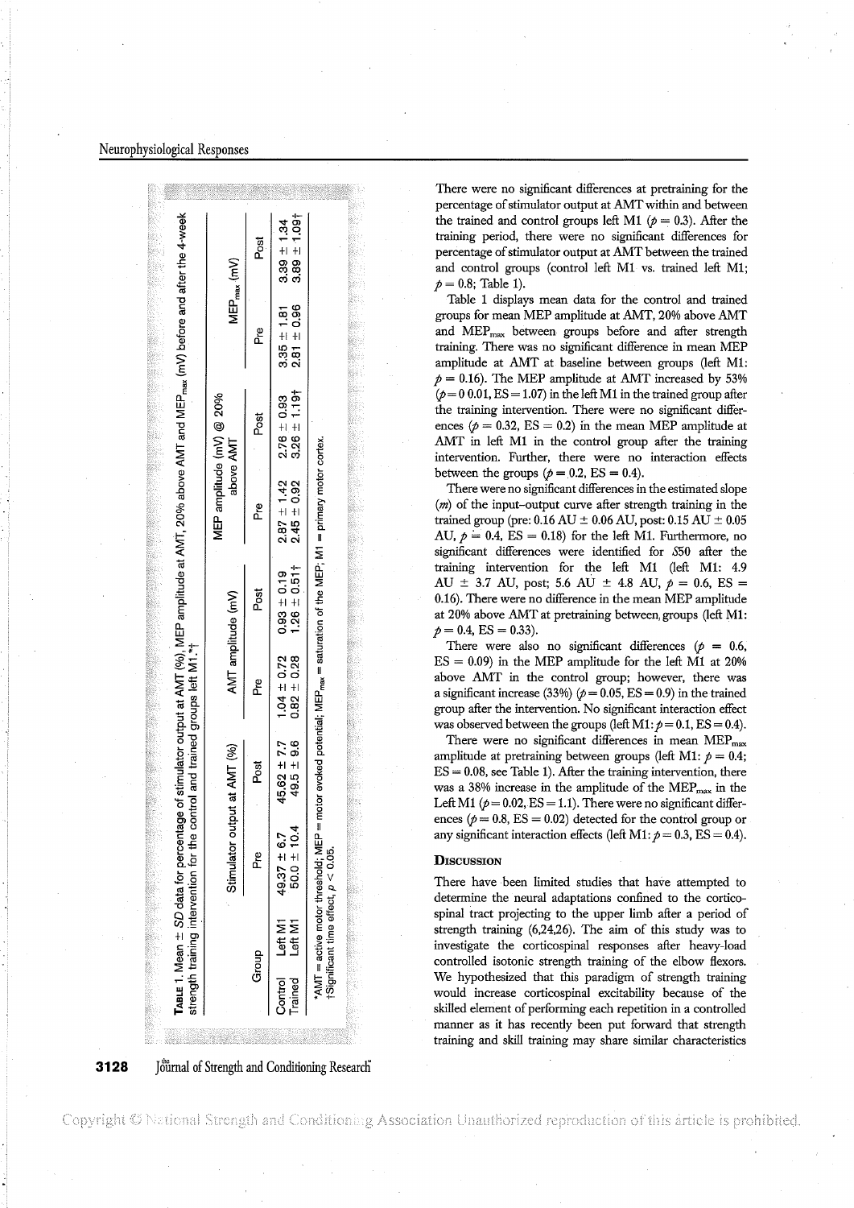**Table 1.** Mean ± *SD* data for percentage of stimulator output at AMT (%), MEP amplitude at AMT, 20% above AMT and $MEP_{max}$ (mV) before and after the 4-week strength training intervention for the control and trained groups left M1.*†

| Group | | Stimulator output at AMT (%) | | AMT amplitude (mV) | | MEP amplitude (mV) @ 20% above AMT | | $MEP_{max}$ (mV) | |
|---|---|---|---|---|---|---|---|---|---|
| | | Pre | Post | Pre | Post | Pre | Post | Pre | Post |
| Control | Left M1 | 49.37 ± 6.7 | 45.62 ± 7.7 | 1.04 ± 0.72 | 0.93 ± 0.19 | 2.87 ± 1.42 | 2.76 ± 0.93 | 3.35 ± 1.81 | 3.39 ± 1.34 |
| Trained | Left M1 | 50.0 ± 10.4 | 49.5 ± 9.6 | 0.82 ± 0.28 | 1.26 ± 0.51† | 2.45 ± 0.92 | 3.26 ± 1.19† | 2.81 ± 0.96 | 3.89 ± 1.09† |

*AMT = active motor threshold; MEP = motor evoked potential; $MEP_{max}$ = saturation of the MEP; M1 = primary motor cortex.
†Significant time effect, $p < 0.05$.

There were no significant differences at pretraining for the percentage of stimulator output at AMT within and between the trained and control groups left M1 ($p = 0.3$). After the training period, there were no significant differences for percentage of stimulator output at AMT between the trained and control groups (control left M1 vs. trained left M1; $p = 0.8$; Table 1).

Table 1 displays mean data for the control and trained groups for mean MEP amplitude at AMT, 20% above AMT and $MEP_{max}$ between groups before and after strength training. There was no significant difference in mean MEP amplitude at AMT at baseline between groups (left M1: $p = 0.16$). The MEP amplitude at AMT increased by 53% ($p = 0\ 0.01$, ES = 1.07) in the left M1 in the trained group after the training intervention. There were no significant differences ($p = 0.32$, ES = 0.2) in the mean MEP amplitude at AMT in left M1 in the control group after the training intervention. Further, there were no interaction effects between the groups ($p = 0.2$, ES = 0.4).

There were no significant differences in the estimated slope ($m$) of the input–output curve after strength training in the trained group (pre: 0.16 AU ± 0.06 AU, post: 0.15 AU ± 0.05 AU, $p = 0.4$, ES = 0.18) for the left M1. Furthermore, no significant differences were identified for *S*50 after the training intervention for the left M1: 4.9 AU ± 3.7 AU, post; 5.6 AU ± 4.8 AU, $p = 0.6$, ES = 0.16). There were no difference in the mean MEP amplitude at 20% above AMT at pretraining between groups (left M1: $p = 0.4$, ES = 0.33).

There were also no significant differences ($p = 0.6$, ES = 0.09) in the MEP amplitude for the left M1 at 20% above AMT in the control group; however, there was a significant increase (33%) ($p = 0.05$, ES = 0.9) in the trained group after the intervention. No significant interaction effect was observed between the groups (left M1: $p = 0.1$, ES = 0.4).

There were no significant differences in mean $MEP_{max}$ amplitude at pretraining between groups (left M1: $p = 0.4$; ES = 0.08, see Table 1). After the training intervention, there was a 38% increase in the amplitude of the $MEP_{max}$ in the Left M1 ($p = 0.02$, ES = 1.1). There were no significant differences ($p = 0.8$, ES = 0.02) detected for the control group or any significant interaction effects (left M1: $p = 0.3$, ES = 0.4).

## Discussion

There have been limited studies that have attempted to determine the neural adaptations confined to the corticospinal tract projecting to the upper limb after a period of strength training (6,24,26). The aim of this study was to investigate the corticospinal responses after heavy-load controlled isotonic strength training of the elbow flexors. We hypothesized that this paradigm of strength training would increase corticospinal excitability because of the skilled element of performing each repetition in a controlled manner as it has recently been put forward that strength training and skill training may share similar characteristics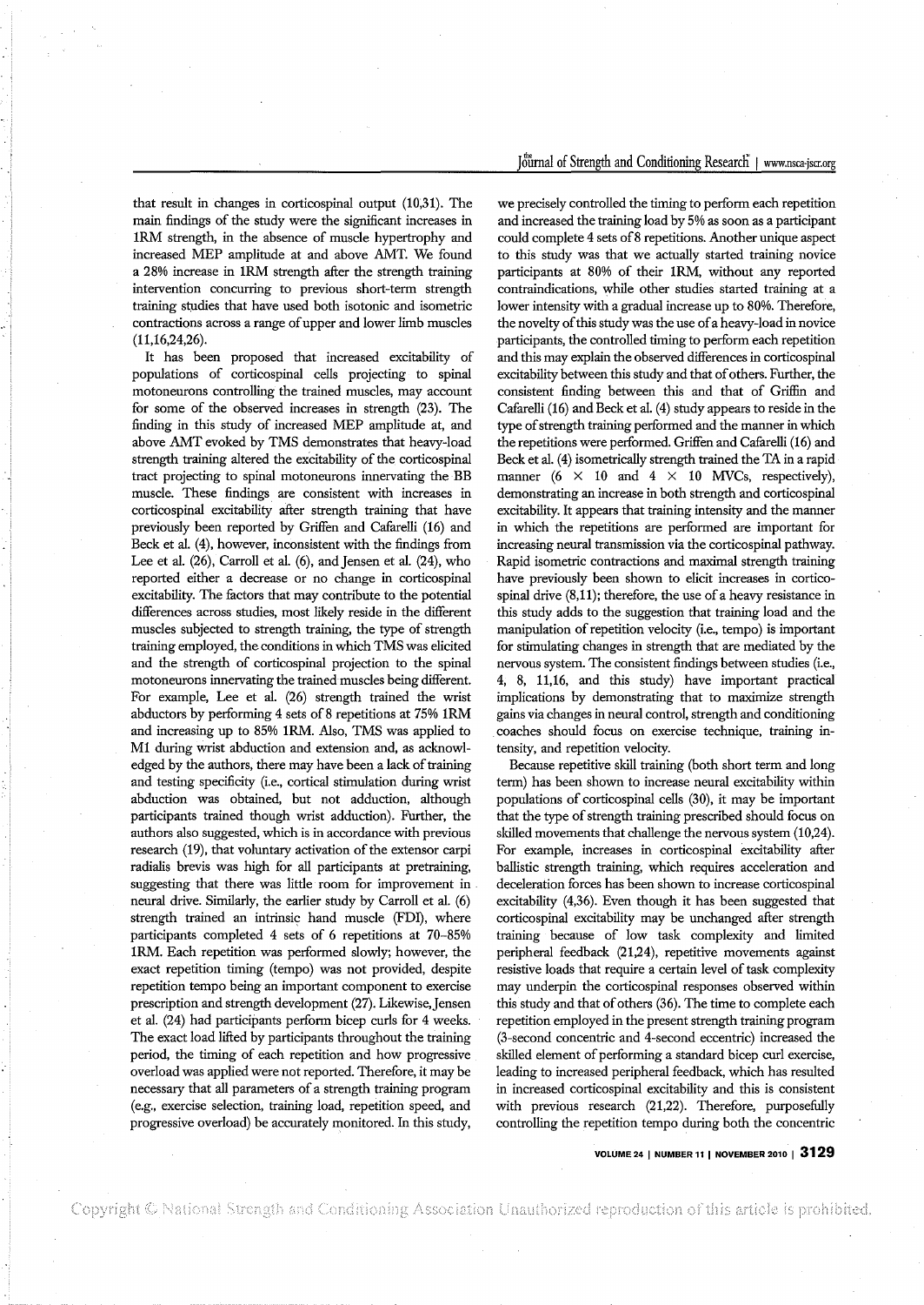that result in changes in corticospinal output (10,31). The main findings of the study were the significant increases in 1RM strength, in the absence of muscle hypertrophy and increased MEP amplitude at and above AMT. We found a 28% increase in 1RM strength after the strength training intervention concurring to previous short-term strength training studies that have used both isotonic and isometric contractions across a range of upper and lower limb muscles (11,16,24,26).

It has been proposed that increased excitability of populations of corticospinal cells projecting to spinal motoneurons controlling the trained muscles, may account for some of the observed increases in strength (23). The finding in this study of increased MEP amplitude at, and above AMT evoked by TMS demonstrates that heavy-load strength training altered the excitability of the corticospinal tract projecting to spinal motoneurons innervating the BB muscle. These findings are consistent with increases in corticospinal excitability after strength training that have previously been reported by Griffen and Cafarelli (16) and Beck et al. (4), however, inconsistent with the findings from Lee et al. (26), Carroll et al. (6), and Jensen et al. (24), who reported either a decrease or no change in corticospinal excitability. The factors that may contribute to the potential differences across studies, most likely reside in the different muscles subjected to strength training, the type of strength training employed, the conditions in which TMS was elicited and the strength of corticospinal projection to the spinal motoneurons innervating the trained muscles being different. For example, Lee et al. (26) strength trained the wrist abductors by performing 4 sets of 8 repetitions at 75% 1RM and increasing up to 85% 1RM. Also, TMS was applied to M1 during wrist abduction and extension and, as acknowledged by the authors, there may have been a lack of training and testing specificity (i.e., cortical stimulation during wrist abduction was obtained, but not adduction, although participants trained though wrist adduction). Further, the authors also suggested, which is in accordance with previous research (19), that voluntary activation of the extensor carpi radialis brevis was high for all participants at pretraining, suggesting that there was little room for improvement in neural drive. Similarly, the earlier study by Carroll et al. (6) strength trained an intrinsic hand muscle (FDI), where participants completed 4 sets of 6 repetitions at 70–85% 1RM. Each repetition was performed slowly; however, the exact repetition timing (tempo) was not provided, despite repetition tempo being an important component to exercise prescription and strength development (27). Likewise, Jensen et al. (24) had participants perform bicep curls for 4 weeks. The exact load lifted by participants throughout the training period, the timing of each repetition and how progressive overload was applied were not reported. Therefore, it may be necessary that all parameters of a strength training program (e.g., exercise selection, training load, repetition speed, and progressive overload) be accurately monitored. In this study, we precisely controlled the timing to perform each repetition and increased the training load by 5% as soon as a participant could complete 4 sets of 8 repetitions. Another unique aspect to this study was that we actually started training novice participants at 80% of their 1RM, without any reported contraindications, while other studies started training at a lower intensity with a gradual increase up to 80%. Therefore, the novelty of this study was the use of a heavy-load in novice participants, the controlled timing to perform each repetition and this may explain the observed differences in corticospinal excitability between this study and that of others. Further, the consistent finding between this and that of Griffin and Cafarelli (16) and Beck et al. (4) study appears to reside in the type of strength training performed and the manner in which the repetitions were performed. Griffen and Cafarelli (16) and Beck et al. (4) isometrically strength trained the TA in a rapid manner ($6 \times 10$ and $4 \times 10$ MVCs, respectively), demonstrating an increase in both strength and corticospinal excitability. It appears that training intensity and the manner in which the repetitions are performed are important for increasing neural transmission via the corticospinal pathway. Rapid isometric contractions and maximal strength training have previously been shown to elicit increases in corticospinal drive (8,11); therefore, the use of a heavy resistance in this study adds to the suggestion that training load and the manipulation of repetition velocity (i.e., tempo) is important for stimulating changes in strength that are mediated by the nervous system. The consistent findings between studies (i.e., 4, 8, 11,16, and this study) have important practical implications by demonstrating that to maximize strength gains via changes in neural control, strength and conditioning coaches should focus on exercise technique, training intensity, and repetition velocity.

Because repetitive skill training (both short term and long term) has been shown to increase neural excitability within populations of corticospinal cells (30), it may be important that the type of strength training prescribed should focus on skilled movements that challenge the nervous system (10,24). For example, increases in corticospinal excitability after ballistic strength training, which requires acceleration and deceleration forces has been shown to increase corticospinal excitability (4,36). Even though it has been suggested that corticospinal excitability may be unchanged after strength training because of low task complexity and limited peripheral feedback (21,24), repetitive movements against resistive loads that require a certain level of task complexity may underpin the corticospinal responses observed within this study and that of others (36). The time to complete each repetition employed in the present strength training program (3-second concentric and 4-second eccentric) increased the skilled element of performing a standard bicep curl exercise, leading to increased peripheral feedback, which has resulted in increased corticospinal excitability and this is consistent with previous research (21,22). Therefore, purposefully controlling the repetition tempo during both the concentric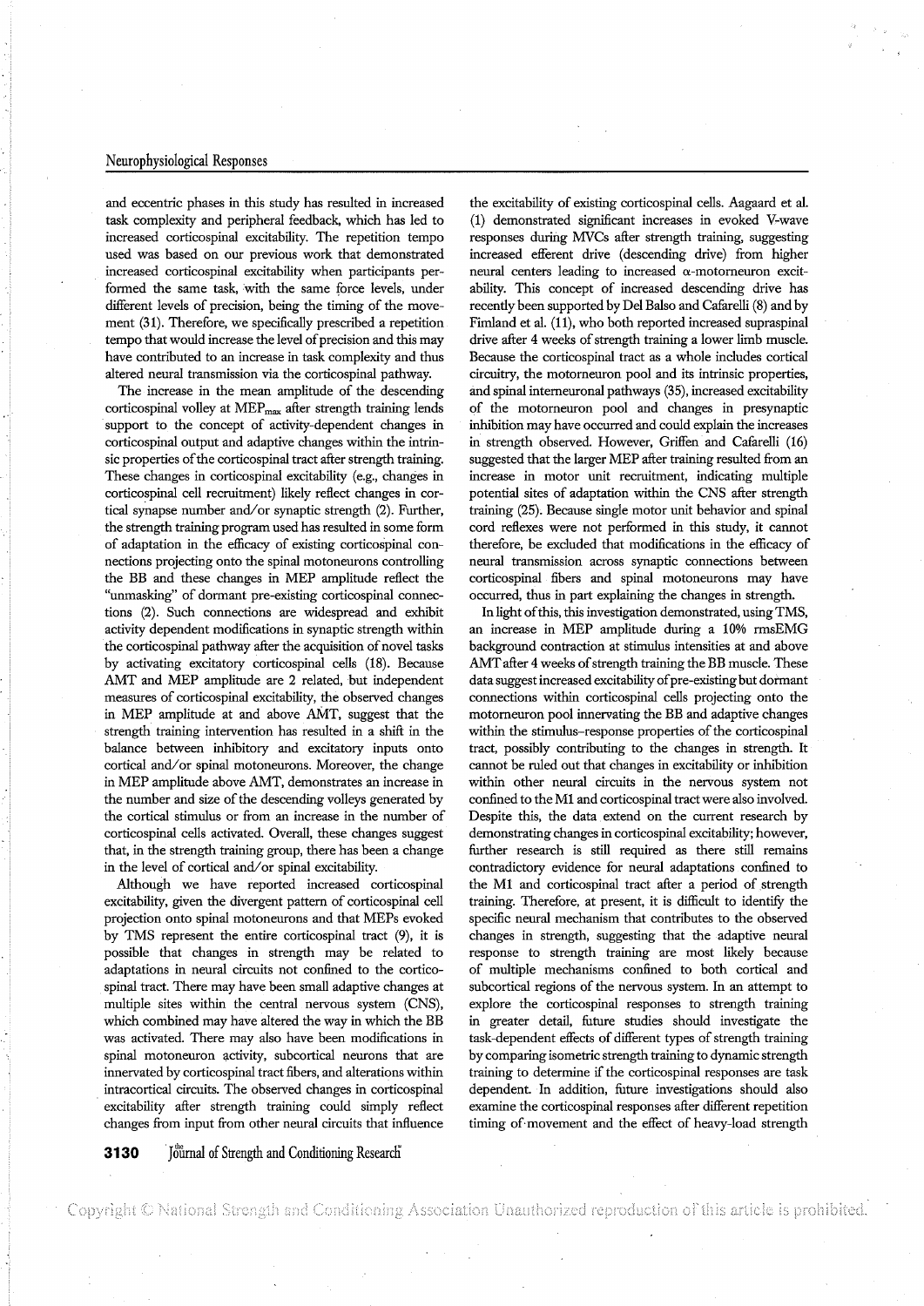and eccentric phases in this study has resulted in increased task complexity and peripheral feedback, which has led to increased corticospinal excitability. The repetition tempo used was based on our previous work that demonstrated increased corticospinal excitability when participants performed the same task, with the same force levels, under different levels of precision, being the timing of the movement (31). Therefore, we specifically prescribed a repetition tempo that would increase the level of precision and this may have contributed to an increase in task complexity and thus altered neural transmission via the corticospinal pathway.

The increase in the mean amplitude of the descending corticospinal volley at $MEP_{max}$ after strength training lends support to the concept of activity-dependent changes in corticospinal output and adaptive changes within the intrinsic properties of the corticospinal tract after strength training. These changes in corticospinal excitability (e.g., changes in corticospinal cell recruitment) likely reflect changes in cortical synapse number and/or synaptic strength (2). Further, the strength training program used has resulted in some form of adaptation in the efficacy of existing corticospinal connections projecting onto the spinal motoneurons controlling the BB and these changes in MEP amplitude reflect the "unmasking" of dormant pre-existing corticospinal connections (2). Such connections are widespread and exhibit activity dependent modifications in synaptic strength within the corticospinal pathway after the acquisition of novel tasks by activating excitatory corticospinal cells (18). Because AMT and MEP amplitude are 2 related, but independent measures of corticospinal excitability, the observed changes in MEP amplitude at and above AMT, suggest that the strength training intervention has resulted in a shift in the balance between inhibitory and excitatory inputs onto cortical and/or spinal motoneurons. Moreover, the change in MEP amplitude above AMT, demonstrates an increase in the number and size of the descending volleys generated by the cortical stimulus or from an increase in the number of corticospinal cells activated. Overall, these changes suggest that, in the strength training group, there has been a change in the level of cortical and/or spinal excitability.

Although we have reported increased corticospinal excitability, given the divergent pattern of corticospinal cell projection onto spinal motoneurons and that MEPs evoked by TMS represent the entire corticospinal tract (9), it is possible that changes in strength may be related to adaptations in neural circuits not confined to the corticospinal tract. There may have been small adaptive changes at multiple sites within the central nervous system (CNS), which combined may have altered the way in which the BB was activated. There may also have been modifications in spinal motoneuron activity, subcortical neurons that are innervated by corticospinal tract fibers, and alterations within intracortical circuits. The observed changes in corticospinal excitability after strength training could simply reflect changes from input from other neural circuits that influence the excitability of existing corticospinal cells. Aagaard et al. (1) demonstrated significant increases in evoked V-wave responses during MVCs after strength training, suggesting increased efferent drive (descending drive) from higher neural centers leading to increased α-motorneuron excitability. This concept of increased descending drive has recently been supported by Del Balso and Cafarelli (8) and by Fimland et al. (11), who both reported increased supraspinal drive after 4 weeks of strength training a lower limb muscle. Because the corticospinal tract as a whole includes cortical circuitry, the motorneuron pool and its intrinsic properties, and spinal interneuronal pathways (35), increased excitability of the motorneuron pool and changes in presynaptic inhibition may have occurred and could explain the increases in strength observed. However, Griffen and Cafarelli (16) suggested that the larger MEP after training resulted from an increase in motor unit recruitment, indicating multiple potential sites of adaptation within the CNS after strength training (25). Because single motor unit behavior and spinal cord reflexes were not performed in this study, it cannot therefore, be excluded that modifications in the efficacy of neural transmission across synaptic connections between corticospinal fibers and spinal motoneurons may have occurred, thus in part explaining the changes in strength.

In light of this, this investigation demonstrated, using TMS, an increase in MEP amplitude during a 10% rmsEMG background contraction at stimulus intensities at and above AMT after 4 weeks of strength training the BB muscle. These data suggest increased excitability of pre-existing but dormant connections within corticospinal cells projecting onto the motoneuron pool innervating the BB and adaptive changes within the stimulus-response properties of the corticospinal tract, possibly contributing to the changes in strength. It cannot be ruled out that changes in excitability or inhibition within other neural circuits in the nervous system not confined to the M1 and corticospinal tract were also involved. Despite this, the data extend on the current research by demonstrating changes in corticospinal excitability; however, further research is still required as there still remains contradictory evidence for neural adaptations confined to the M1 and corticospinal tract after a period of strength training. Therefore, at present, it is difficult to identify the specific neural mechanism that contributes to the observed changes in strength, suggesting that the adaptive neural response to strength training are most likely because of multiple mechanisms confined to both cortical and subcortical regions of the nervous system. In an attempt to explore the corticospinal responses to strength training in greater detail, future studies should investigate the task-dependent effects of different types of strength training by comparing isometric strength training to dynamic strength training to determine if the corticospinal responses are task dependent. In addition, future investigations should also examine the corticospinal responses after different repetition timing of movement and the effect of heavy-load strength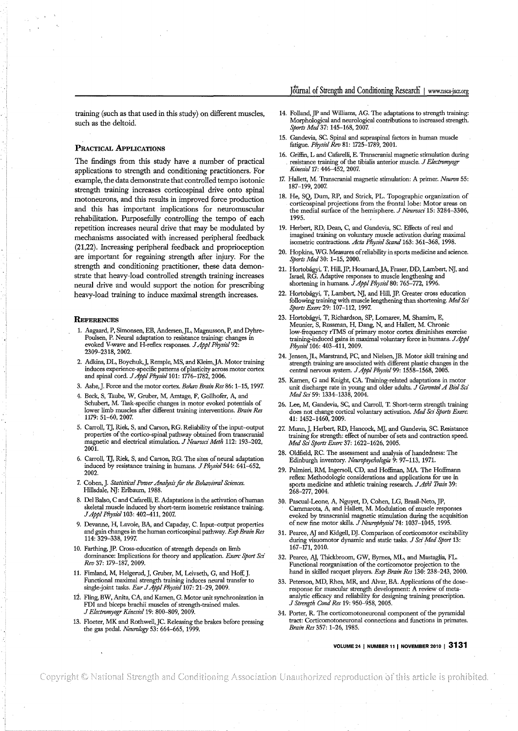training (such as that used in this study) on different muscles, such as the deltoid.

## Practical Applications

The findings from this study have a number of practical applications to strength and conditioning practitioners. For example, the data demonstrate that controlled tempo isotonic strength training increases corticospinal drive onto spinal motoneurons, and this results in improved force production and this has important implications for neuromuscular rehabilitation. Purposefully controlling the tempo of each repetition increases neural drive that may be modulated by mechanisms associated with increased peripheral feedback (21,22). Increasing peripheral feedback and proprioception are important for regaining strength after injury. For the strength and conditioning practitioner, these data demonstrate that heavy-load controlled strength training increases neural drive and would support the notion for prescribing heavy-load training to induce maximal strength increases.

## References

1. Aagaard, P, Simonsen, EB, Andersen, JL, Magnusson, P, and Dyhre-Poulsen, P. Neural adaptation to resistance training: changes in evoked V-wave and H-reflex responses. *J Appl Physiol* 92: 2309–2318, 2002.
2. Adkins, DL, Boychuk, J, Remple, MS, and Kleim, JA. Motor training induces experience-specific patterns of plasticity across motor cortex and spinal cord. *J Appl Physiol* 101: 1776–1782, 2006.
3. Ashe, J. Force and the motor cortex. *Behav Brain Res* 86: 1–15, 1997.
4. Beck, S, Taube, W, Gruber, M, Amtage, F, Gollhofer, A, and Schubert, M. Task-specific changes in motor evoked potentials of lower limb muscles after different training interventions. *Brain Res* 1179: 51–60, 2007.
5. Carroll, TJ, Riek, S, and Carson, RG. Reliability of the input–output properties of the cortico-spinal pathway obtained from transcranial magnetic and electrical stimulation. *J Neurosci Meth* 112: 193–202, 2001.
6. Carroll, TJ, Riek, S, and Carson, RG. The sites of neural adaptation induced by resistance training in humans. *J Physiol* 544: 641–652, 2002.
7. Cohen, J. *Statistical Power Analysis for the Behavioral Sciences.* Hillsdale, NJ: Erlbaum, 1988.
8. Del Balso, C and Cafarelli, E. Adaptations in the activation of human skeletal muscle induced by short-term isometric resistance training. *J Appl Physiol* 103: 402–411, 2007.
9. Devanne, H, Lavoie, BA, and Capaday, C. Input–output properties and gain changes in the human corticospinal pathway. *Exp Brain Res* 114: 329–338, 1997.
10. Farthing, JP. Cross-education of strength depends on limb dominance: Implications for theory and application. *Exerc Sport Sci Rev* 37: 179–187, 2009.
11. Fimland, M, Helgerud, J, Gruber, M, Leivseth, G, and Hoff, J. Functional maximal strength training induces neural transfer to single-joint tasks. *Eur J Appl Physiol* 107: 21–29, 2009.
12. Fling, BW, Anita, CA, and Kamen, G. Motor unit synchronization in FDI and biceps brachii muscles of strength-trained males. *J Electromyogr Kinesiol* 19: 800–809, 2009.
13. Floeter, MK and Rothwell, JC. Releasing the brakes before pressing the gas pedal. *Neurology* 53: 664–665, 1999.
14. Folland, JP and Williams, AG. The adaptations to strength training: Morphological and neurological contributions to increased strength. *Sports Med* 37: 145–168, 2007.
15. Gandevia, SC. Spinal and supraspinal factors in human muscle fatigue. *Physiol Rev* 81: 1725–1789, 2001.
16. Griffin, L and Cafarelli, E. Transcranial magnetic stimulation during resistance training of the tibialis anterior muscle. *J Electromyogr Kinesiol* 17: 446–452, 2007.
17. Hallett, M. Transcranial magnetic stimulation: A primer. *Neuron* 55: 187–199, 2007.
18. He, SQ, Dum, RP, and Strick, PL. Topographic organization of corticospinal projections from the frontal lobe: Motor areas on the medial surface of the hemisphere. *J Neurosci* 15: 3284–3306, 1995.
19. Herbert, RD, Dean, C, and Gandevia, SC. Effects of real and imagined training on voluntary muscle activation during maximal isometric contractions. *Acta Physiol Scand* 163: 361–368, 1998.
20. Hopkins, WG. Measures of reliability in sports medicine and science. *Sports Med* 30: 1–15, 2000.
21. Hortobágyi, T, Hill, JP, Houmard, JA, Fraser, DD, Lambert, NJ, and Israel, RG. Adaptive responses to muscle lengthening and shortening in humans. *J Appl Physiol* 80: 765–772, 1996.
22. Hortobágyi, T, Lambert, NJ, and Hill, JP. Greater cross education following training with muscle lengthening than shortening. *Med Sci Sports Exerc* 29: 107–112, 1997.
23. Hortobágyi, T, Richardson, SP, Lomarev, M, Shamim, E, Meunier, S, Russman, H, Dang, N, and Hallett, M. Chronic low-frequency rTMS of primary motor cortex diminishes exercise training-induced gains in maximal voluntary force in humans. *J Appl Physiol* 106: 403–411, 2009.
24. Jensen, JL, Marstrand, PC, and Nielsen, JB. Motor skill training and strength training are associated with different plastic changes in the central nervous system. *J Appl Physiol* 99: 1558–1568, 2005.
25. Kamen, G and Knight, CA. Training-related adaptations in motor unit discharge rate in young and older adults. *J Gerontol A Biol Sci Med Sci* 59: 1334–1338, 2004.
26. Lee, M, Gandevia, SC, and Carroll, T. Short-term strength training does not change cortical voluntary activation. *Med Sci Sports Exerc* 41: 1452–1460, 2009.
27. Munn, J, Herbert, RD, Hancock, MJ, and Gandevia, SC. Resistance training for strength: effect of number of sets and contraction speed. *Med Sci Sports Exerc* 37: 1622–1626, 2005.
28. Oldfield, RC. The assessment and analysis of handedness: The Edinburgh inventory. *Neuropsychologia* 9: 97–113, 1971.
29. Palmieri, RM, Ingersoll, CD, and Hoffman, MA. The Hoffmann reflex: Methodologic considerations and applications for use in sports medicine and athletic training research. *J Athl Train* 39: 268–277, 2004.
30. Pascual-Leone, A, Nguyet, D, Cohen, LG, Brasil-Neto, JP, Cammarota, A, and Hallett, M. Modulation of muscle responses evoked by transcranial magnetic stimulation during the acquisition of new fine motor skills. *J Neurophysiol* 74: 1037–1045, 1995.
31. Pearce, AJ and Kidgell, DJ. Comparison of corticomotor excitability during visuomotor dynamic and static tasks. *J Sci Med Sport* 13: 167–171, 2010.
32. Pearce, AJ, Thickbroom, GW, Byrnes, ML, and Mastaglia, FL. Functional reorganisation of the corticomotor projection to the hand in skilled racquet players. *Exp Brain Res* 130: 238–243, 2000.
33. Peterson, MD, Rhea, MR, and Alvar, BA. Applications of the dose–response for muscular strength development: A review of meta-analytic efficacy and reliability for designing training prescription. *J Strength Cond Res* 19: 950–958, 2005.
34. Porter, R. The corticomotoneuronal component of the pyramidal tract: Corticomotoneuronal connections and functions in primates. *Brain Res* 357: 1–26, 1985.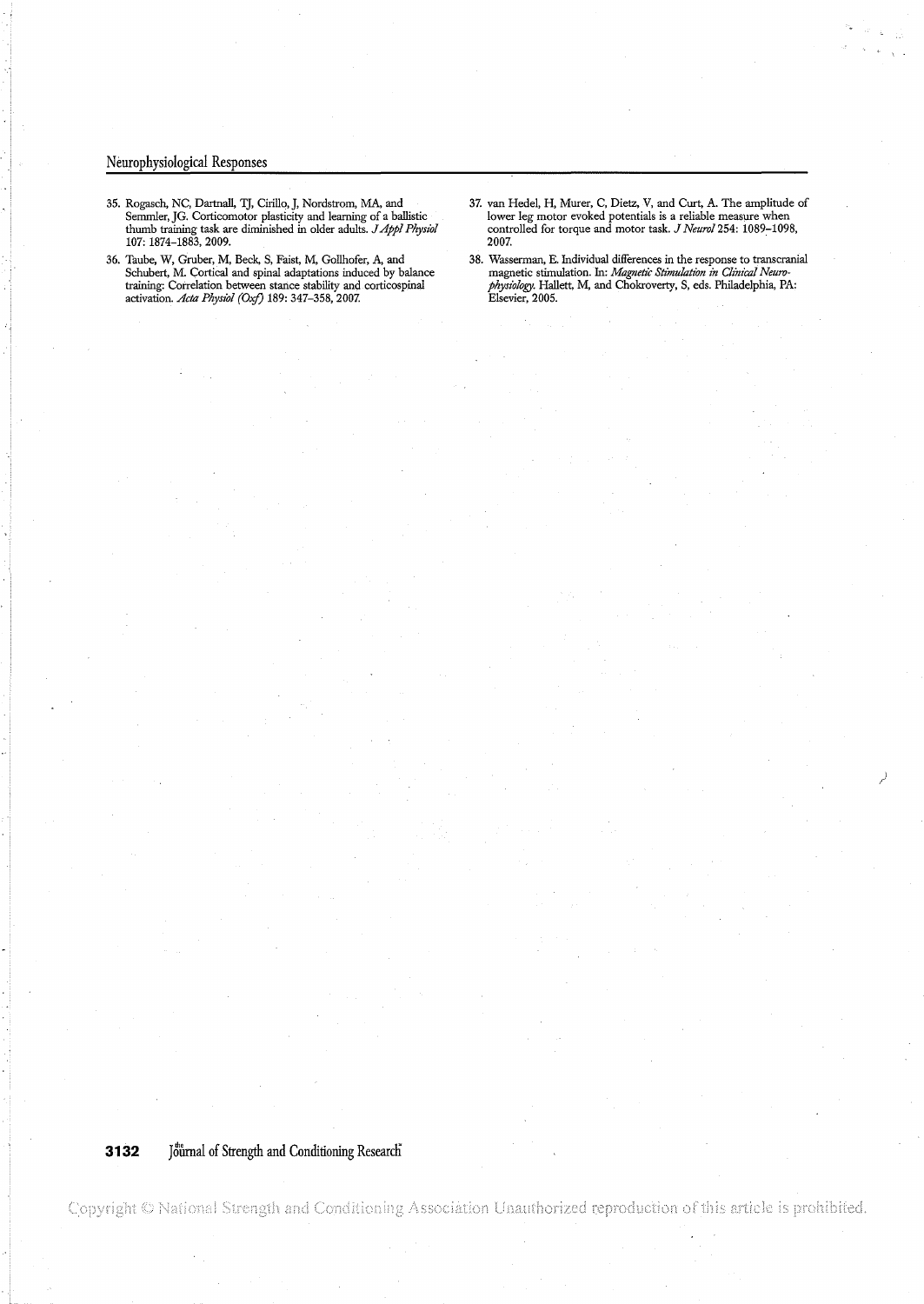35. Rogasch, NC, Dartnall, TJ, Cirillo, J, Nordstrom, MA, and Semmler, JG. Corticomotor plasticity and learning of a ballistic thumb training task are diminished in older adults. *J Appl Physiol* 107: 1874–1883, 2009.
36. Taube, W, Gruber, M, Beck, S, Faist, M, Gollhofer, A, and Schubert, M. Cortical and spinal adaptations induced by balance training: Correlation between stance stability and corticospinal activation. *Acta Physiol (Oxf)* 189: 347–358, 2007.
37. van Hedel, H, Murer, C, Dietz, V, and Curt, A. The amplitude of lower leg motor evoked potentials is a reliable measure when controlled for torque and motor task. *J Neurol* 254: 1089–1098, 2007.
38. Wasserman, E. Individual differences in the response to transcranial magnetic stimulation. In: *Magnetic Stimulation in Clinical Neurophysiology*. Hallett, M, and Chokroverty, S, eds. Philadelphia, PA: Elsevier, 2005.